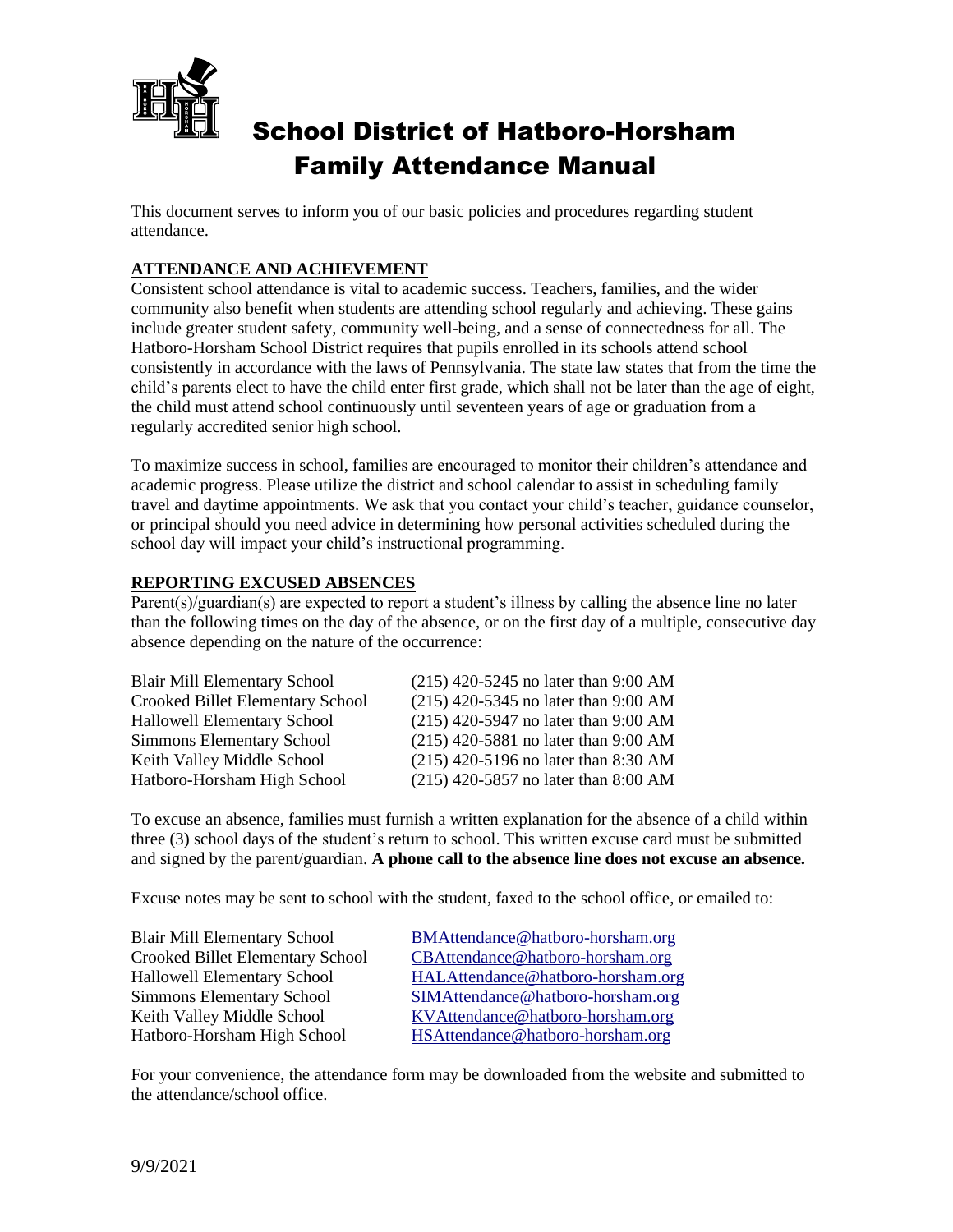# School District of Hatboro-Horsham Family Attendance Manual

This document serves to inform you of our basic policies and procedures regarding student attendance.

## ATTENDANCE AND ACHIEVEMENT

Consistent school attendance is vital to academic success. Teachers, families, and the wider community also benefit when students are attending school regularly and achieving. These gains include greater student safety, community well-being, and a sense of connectedness for all. The Hatboro-Horsham School District requires that pupils enrolled in its schools attend school consistently in accordance with the laws of Pennsylvania. The state law states that from the time the child's parents elect to have the child enter first grade, which shall not be later than the age of eight, the child must attend school continuously until seventeen years of age or graduation from a regularly accredited senior high school.

To maximize success in school, families are encouraged to monitor their children's attendance and academic progress. Please utilize the district and school calendar to assist in scheduling family travel and daytime appointments. We ask that you contact your child's teacher, guidance counselor, or principal should you need advice in determining how personal activities scheduled during the school day will impact your child's instructional programming.

## REPORTING EXCUSED ABSENCES

Parent(s)/guardian(s) are expected to report a student's illness by calling the absence line no later than the following times on the day of the absence, or on the first day of a multiple, consecutive day absence depending on the nature of the occurrence:

| | |
|---|---|
| Blair Mill Elementary School | (215) 420-5245 no later than 9:00 AM |
| Crooked Billet Elementary School | (215) 420-5345 no later than 9:00 AM |
| Hallowell Elementary School | (215) 420-5947 no later than 9:00 AM |
| Simmons Elementary School | (215) 420-5881 no later than 9:00 AM |
| Keith Valley Middle School | (215) 420-5196 no later than 8:30 AM |
| Hatboro-Horsham High School | (215) 420-5857 no later than 8:00 AM |

To excuse an absence, families must furnish a written explanation for the absence of a child within three (3) school days of the student's return to school. This written excuse card must be submitted and signed by the parent/guardian. **A phone call to the absence line does not excuse an absence.**

Excuse notes may be sent to school with the student, faxed to the school office, or emailed to:

| | |
|---|---|
| Blair Mill Elementary School | BMAttendance@hatboro-horsham.org |
| Crooked Billet Elementary School | CBAttendance@hatboro-horsham.org |
| Hallowell Elementary School | HALAttendance@hatboro-horsham.org |
| Simmons Elementary School | SIMAttendance@hatboro-horsham.org |
| Keith Valley Middle School | KVAttendance@hatboro-horsham.org |
| Hatboro-Horsham High School | HSAttendance@hatboro-horsham.org |

For your convenience, the attendance form may be downloaded from the website and submitted to the attendance/school office.

9/9/2021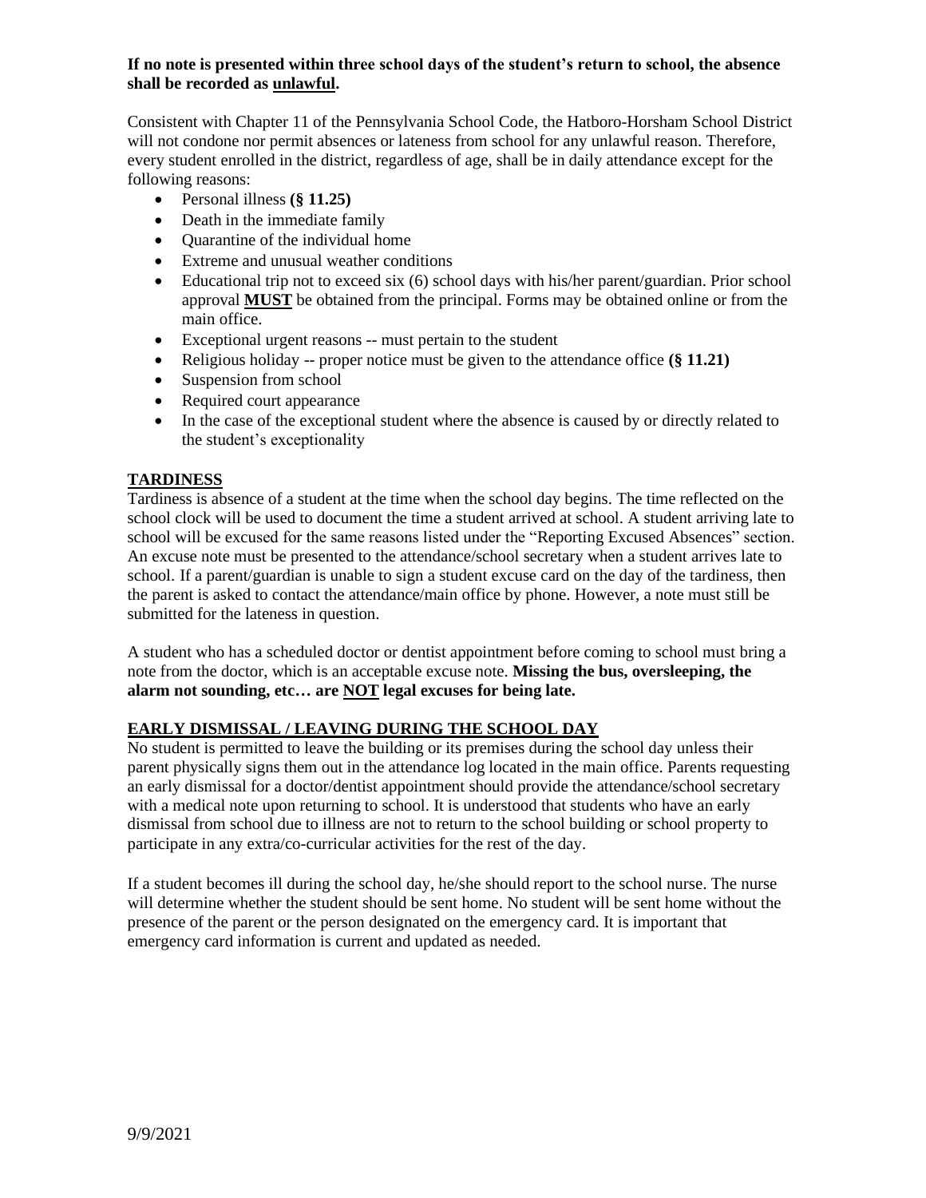**If no note is presented within three school days of the student's return to school, the absence shall be recorded as <u>unlawful</u>.**

Consistent with Chapter 11 of the Pennsylvania School Code, the Hatboro-Horsham School District will not condone nor permit absences or lateness from school for any unlawful reason. Therefore, every student enrolled in the district, regardless of age, shall be in daily attendance except for the following reasons:

- Personal illness **(§ 11.25)**
- Death in the immediate family
- Quarantine of the individual home
- Extreme and unusual weather conditions
- Educational trip not to exceed six (6) school days with his/her parent/guardian. Prior school approval **<u>MUST</u>** be obtained from the principal. Forms may be obtained online or from the main office.
- Exceptional urgent reasons -- must pertain to the student
- Religious holiday -- proper notice must be given to the attendance office **(§ 11.21)**
- Suspension from school
- Required court appearance
- In the case of the exceptional student where the absence is caused by or directly related to the student's exceptionality

## <u>TARDINESS</u>

Tardiness is absence of a student at the time when the school day begins. The time reflected on the school clock will be used to document the time a student arrived at school. A student arriving late to school will be excused for the same reasons listed under the "Reporting Excused Absences" section. An excuse note must be presented to the attendance/school secretary when a student arrives late to school. If a parent/guardian is unable to sign a student excuse card on the day of the tardiness, then the parent is asked to contact the attendance/main office by phone. However, a note must still be submitted for the lateness in question.

A student who has a scheduled doctor or dentist appointment before coming to school must bring a note from the doctor, which is an acceptable excuse note. **Missing the bus, oversleeping, the alarm not sounding, etc… are <u>NOT</u> legal excuses for being late.**

## <u>EARLY DISMISSAL / LEAVING DURING THE SCHOOL DAY</u>

No student is permitted to leave the building or its premises during the school day unless their parent physically signs them out in the attendance log located in the main office. Parents requesting an early dismissal for a doctor/dentist appointment should provide the attendance/school secretary with a medical note upon returning to school. It is understood that students who have an early dismissal from school due to illness are not to return to the school building or school property to participate in any extra/co-curricular activities for the rest of the day.

If a student becomes ill during the school day, he/she should report to the school nurse. The nurse will determine whether the student should be sent home. No student will be sent home without the presence of the parent or the person designated on the emergency card. It is important that emergency card information is current and updated as needed.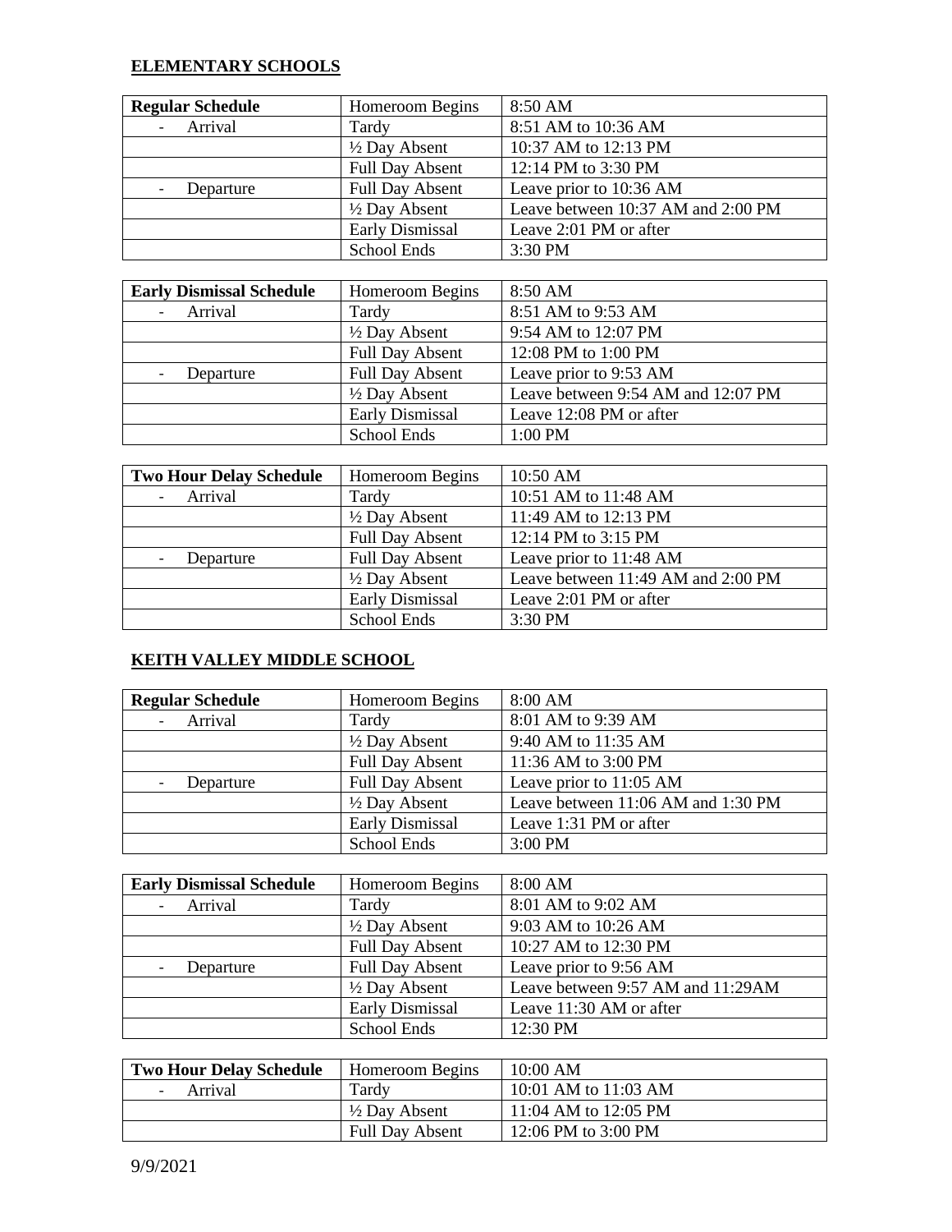**ELEMENTARY SCHOOLS**

| **Regular Schedule** | Homeroom Begins | 8:50 AM |
|---|---|---|
| - Arrival | Tardy | 8:51 AM to 10:36 AM |
| | ½ Day Absent | 10:37 AM to 12:13 PM |
| | Full Day Absent | 12:14 PM to 3:30 PM |
| - Departure | Full Day Absent | Leave prior to 10:36 AM |
| | ½ Day Absent | Leave between 10:37 AM and 2:00 PM |
| | Early Dismissal | Leave 2:01 PM or after |
| | School Ends | 3:30 PM |

| **Early Dismissal Schedule** | Homeroom Begins | 8:50 AM |
|---|---|---|
| - Arrival | Tardy | 8:51 AM to 9:53 AM |
| | ½ Day Absent | 9:54 AM to 12:07 PM |
| | Full Day Absent | 12:08 PM to 1:00 PM |
| - Departure | Full Day Absent | Leave prior to 9:53 AM |
| | ½ Day Absent | Leave between 9:54 AM and 12:07 PM |
| | Early Dismissal | Leave 12:08 PM or after |
| | School Ends | 1:00 PM |

| **Two Hour Delay Schedule** | Homeroom Begins | 10:50 AM |
|---|---|---|
| - Arrival | Tardy | 10:51 AM to 11:48 AM |
| | ½ Day Absent | 11:49 AM to 12:13 PM |
| | Full Day Absent | 12:14 PM to 3:15 PM |
| - Departure | Full Day Absent | Leave prior to 11:48 AM |
| | ½ Day Absent | Leave between 11:49 AM and 2:00 PM |
| | Early Dismissal | Leave 2:01 PM or after |
| | School Ends | 3:30 PM |

**KEITH VALLEY MIDDLE SCHOOL**

| **Regular Schedule** | Homeroom Begins | 8:00 AM |
|---|---|---|
| - Arrival | Tardy | 8:01 AM to 9:39 AM |
| | ½ Day Absent | 9:40 AM to 11:35 AM |
| | Full Day Absent | 11:36 AM to 3:00 PM |
| - Departure | Full Day Absent | Leave prior to 11:05 AM |
| | ½ Day Absent | Leave between 11:06 AM and 1:30 PM |
| | Early Dismissal | Leave 1:31 PM or after |
| | School Ends | 3:00 PM |

| **Early Dismissal Schedule** | Homeroom Begins | 8:00 AM |
|---|---|---|
| - Arrival | Tardy | 8:01 AM to 9:02 AM |
| | ½ Day Absent | 9:03 AM to 10:26 AM |
| | Full Day Absent | 10:27 AM to 12:30 PM |
| - Departure | Full Day Absent | Leave prior to 9:56 AM |
| | ½ Day Absent | Leave between 9:57 AM and 11:29AM |
| | Early Dismissal | Leave 11:30 AM or after |
| | School Ends | 12:30 PM |

| **Two Hour Delay Schedule** | Homeroom Begins | 10:00 AM |
|---|---|---|
| - Arrival | Tardy | 10:01 AM to 11:03 AM |
| | ½ Day Absent | 11:04 AM to 12:05 PM |
| | Full Day Absent | 12:06 PM to 3:00 PM |

9/9/2021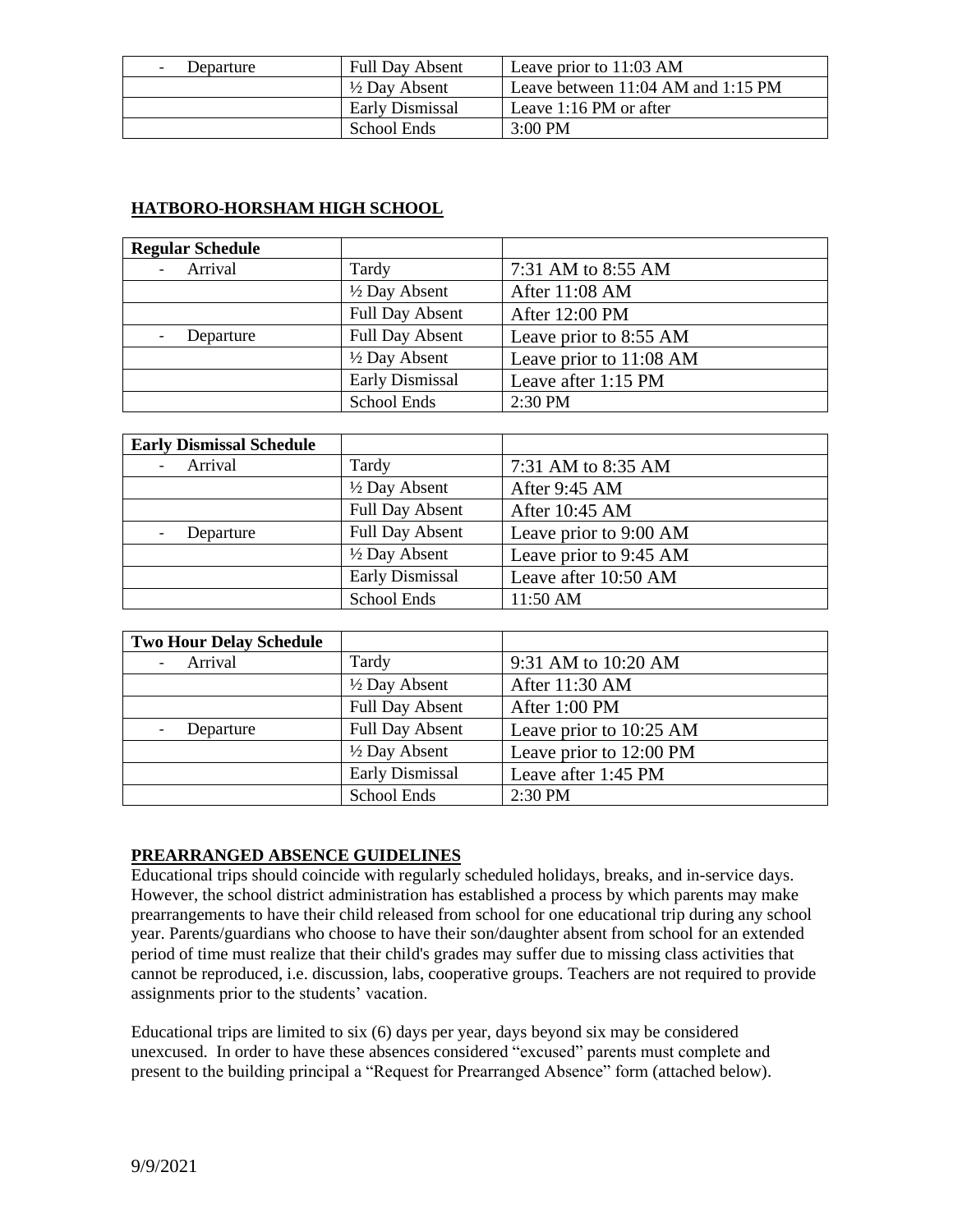| | | |
|---|---|---|
| - Departure | Full Day Absent | Leave prior to 11:03 AM |
| | ½ Day Absent | Leave between 11:04 AM and 1:15 PM |
| | Early Dismissal | Leave 1:16 PM or after |
| | School Ends | 3:00 PM |

## HATBORO-HORSHAM HIGH SCHOOL

| Regular Schedule | | |
|---|---|---|
| - Arrival | Tardy | 7:31 AM to 8:55 AM |
| | ½ Day Absent | After 11:08 AM |
| | Full Day Absent | After 12:00 PM |
| - Departure | Full Day Absent | Leave prior to 8:55 AM |
| | ½ Day Absent | Leave prior to 11:08 AM |
| | Early Dismissal | Leave after 1:15 PM |
| | School Ends | 2:30 PM |

| Early Dismissal Schedule | | |
|---|---|---|
| - Arrival | Tardy | 7:31 AM to 8:35 AM |
| | ½ Day Absent | After 9:45 AM |
| | Full Day Absent | After 10:45 AM |
| - Departure | Full Day Absent | Leave prior to 9:00 AM |
| | ½ Day Absent | Leave prior to 9:45 AM |
| | Early Dismissal | Leave after 10:50 AM |
| | School Ends | 11:50 AM |

| Two Hour Delay Schedule | | |
|---|---|---|
| - Arrival | Tardy | 9:31 AM to 10:20 AM |
| | ½ Day Absent | After 11:30 AM |
| | Full Day Absent | After 1:00 PM |
| - Departure | Full Day Absent | Leave prior to 10:25 AM |
| | ½ Day Absent | Leave prior to 12:00 PM |
| | Early Dismissal | Leave after 1:45 PM |
| | School Ends | 2:30 PM |

## PREARRANGED ABSENCE GUIDELINES

Educational trips should coincide with regularly scheduled holidays, breaks, and in-service days. However, the school district administration has established a process by which parents may make prearrangements to have their child released from school for one educational trip during any school year. Parents/guardians who choose to have their son/daughter absent from school for an extended period of time must realize that their child's grades may suffer due to missing class activities that cannot be reproduced, i.e. discussion, labs, cooperative groups. Teachers are not required to provide assignments prior to the students' vacation.

Educational trips are limited to six (6) days per year, days beyond six may be considered unexcused. In order to have these absences considered "excused" parents must complete and present to the building principal a "Request for Prearranged Absence" form (attached below).

9/9/2021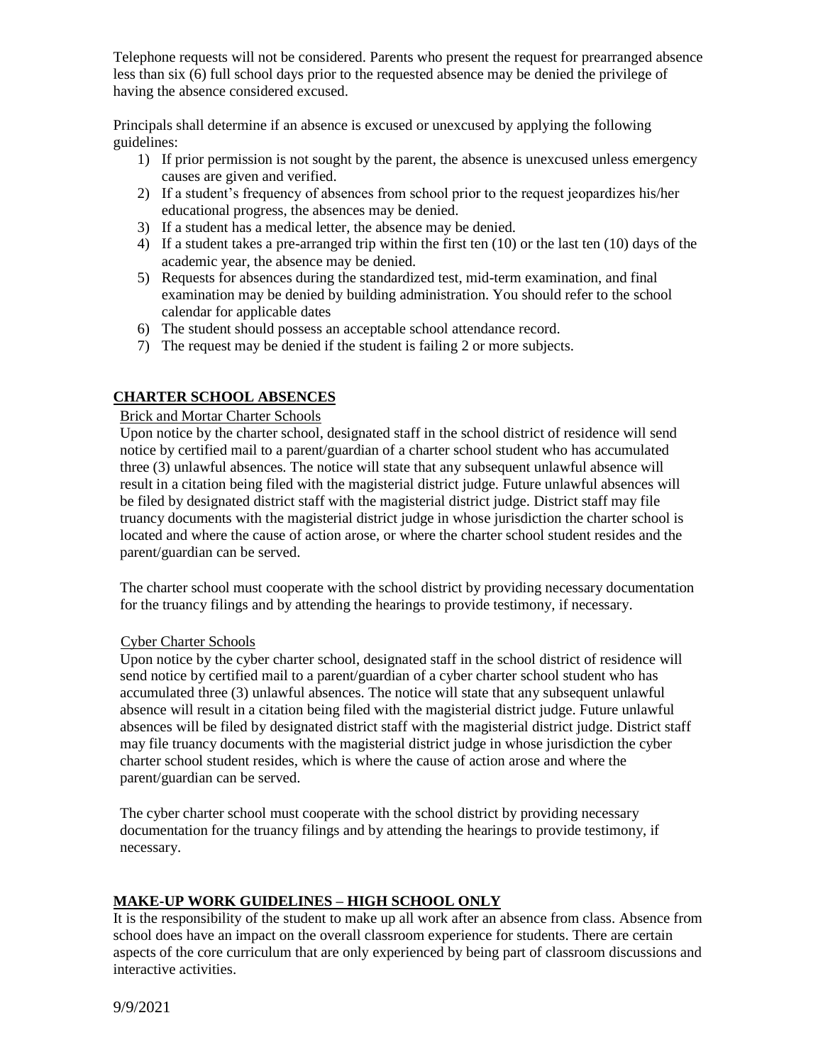Telephone requests will not be considered. Parents who present the request for prearranged absence less than six (6) full school days prior to the requested absence may be denied the privilege of having the absence considered excused.

Principals shall determine if an absence is excused or unexcused by applying the following guidelines:

1) If prior permission is not sought by the parent, the absence is unexcused unless emergency causes are given and verified.
2) If a student's frequency of absences from school prior to the request jeopardizes his/her educational progress, the absences may be denied.
3) If a student has a medical letter, the absence may be denied.
4) If a student takes a pre-arranged trip within the first ten (10) or the last ten (10) days of the academic year, the absence may be denied.
5) Requests for absences during the standardized test, mid-term examination, and final examination may be denied by building administration. You should refer to the school calendar for applicable dates
6) The student should possess an acceptable school attendance record.
7) The request may be denied if the student is failing 2 or more subjects.

## CHARTER SCHOOL ABSENCES

### Brick and Mortar Charter Schools

Upon notice by the charter school, designated staff in the school district of residence will send notice by certified mail to a parent/guardian of a charter school student who has accumulated three (3) unlawful absences. The notice will state that any subsequent unlawful absence will result in a citation being filed with the magisterial district judge. Future unlawful absences will be filed by designated district staff with the magisterial district judge. District staff may file truancy documents with the magisterial district judge in whose jurisdiction the charter school is located and where the cause of action arose, or where the charter school student resides and the parent/guardian can be served.

The charter school must cooperate with the school district by providing necessary documentation for the truancy filings and by attending the hearings to provide testimony, if necessary.

### Cyber Charter Schools

Upon notice by the cyber charter school, designated staff in the school district of residence will send notice by certified mail to a parent/guardian of a cyber charter school student who has accumulated three (3) unlawful absences. The notice will state that any subsequent unlawful absence will result in a citation being filed with the magisterial district judge. Future unlawful absences will be filed by designated district staff with the magisterial district judge. District staff may file truancy documents with the magisterial district judge in whose jurisdiction the cyber charter school student resides, which is where the cause of action arose and where the parent/guardian can be served.

The cyber charter school must cooperate with the school district by providing necessary documentation for the truancy filings and by attending the hearings to provide testimony, if necessary.

## MAKE-UP WORK GUIDELINES – HIGH SCHOOL ONLY

It is the responsibility of the student to make up all work after an absence from class. Absence from school does have an impact on the overall classroom experience for students. There are certain aspects of the core curriculum that are only experienced by being part of classroom discussions and interactive activities.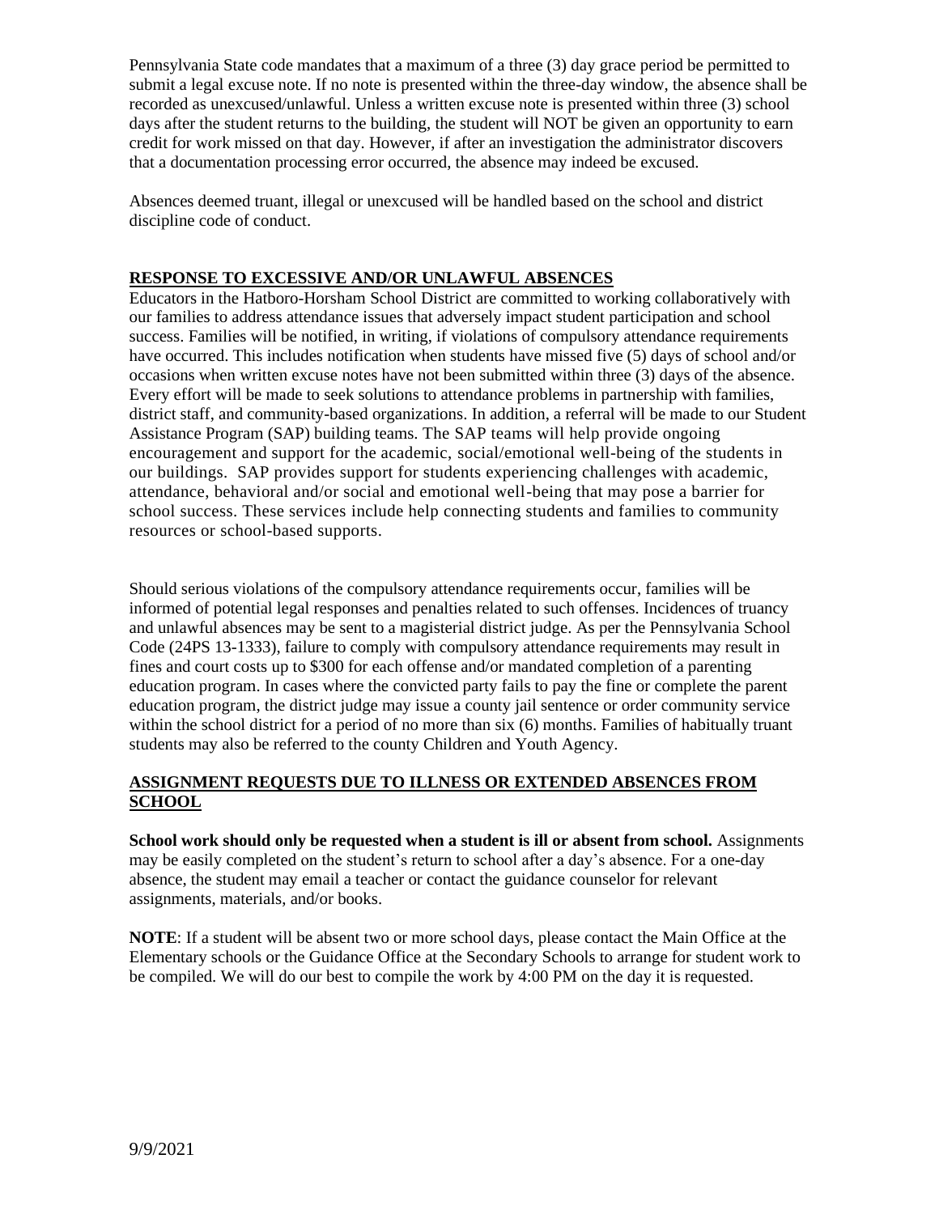Pennsylvania State code mandates that a maximum of a three (3) day grace period be permitted to submit a legal excuse note. If no note is presented within the three-day window, the absence shall be recorded as unexcused/unlawful. Unless a written excuse note is presented within three (3) school days after the student returns to the building, the student will NOT be given an opportunity to earn credit for work missed on that day. However, if after an investigation the administrator discovers that a documentation processing error occurred, the absence may indeed be excused.

Absences deemed truant, illegal or unexcused will be handled based on the school and district discipline code of conduct.

## RESPONSE TO EXCESSIVE AND/OR UNLAWFUL ABSENCES

Educators in the Hatboro-Horsham School District are committed to working collaboratively with our families to address attendance issues that adversely impact student participation and school success. Families will be notified, in writing, if violations of compulsory attendance requirements have occurred. This includes notification when students have missed five (5) days of school and/or occasions when written excuse notes have not been submitted within three (3) days of the absence. Every effort will be made to seek solutions to attendance problems in partnership with families, district staff, and community-based organizations. In addition, a referral will be made to our Student Assistance Program (SAP) building teams. The SAP teams will help provide ongoing encouragement and support for the academic, social/emotional well-being of the students in our buildings. SAP provides support for students experiencing challenges with academic, attendance, behavioral and/or social and emotional well-being that may pose a barrier for school success. These services include help connecting students and families to community resources or school-based supports.

Should serious violations of the compulsory attendance requirements occur, families will be informed of potential legal responses and penalties related to such offenses. Incidences of truancy and unlawful absences may be sent to a magisterial district judge. As per the Pennsylvania School Code (24PS 13-1333), failure to comply with compulsory attendance requirements may result in fines and court costs up to $300 for each offense and/or mandated completion of a parenting education program. In cases where the convicted party fails to pay the fine or complete the parent education program, the district judge may issue a county jail sentence or order community service within the school district for a period of no more than six (6) months. Families of habitually truant students may also be referred to the county Children and Youth Agency.

## ASSIGNMENT REQUESTS DUE TO ILLNESS OR EXTENDED ABSENCES FROM SCHOOL

**School work should only be requested when a student is ill or absent from school.** Assignments may be easily completed on the student's return to school after a day's absence. For a one-day absence, the student may email a teacher or contact the guidance counselor for relevant assignments, materials, and/or books.

**NOTE**: If a student will be absent two or more school days, please contact the Main Office at the Elementary schools or the Guidance Office at the Secondary Schools to arrange for student work to be compiled. We will do our best to compile the work by 4:00 PM on the day it is requested.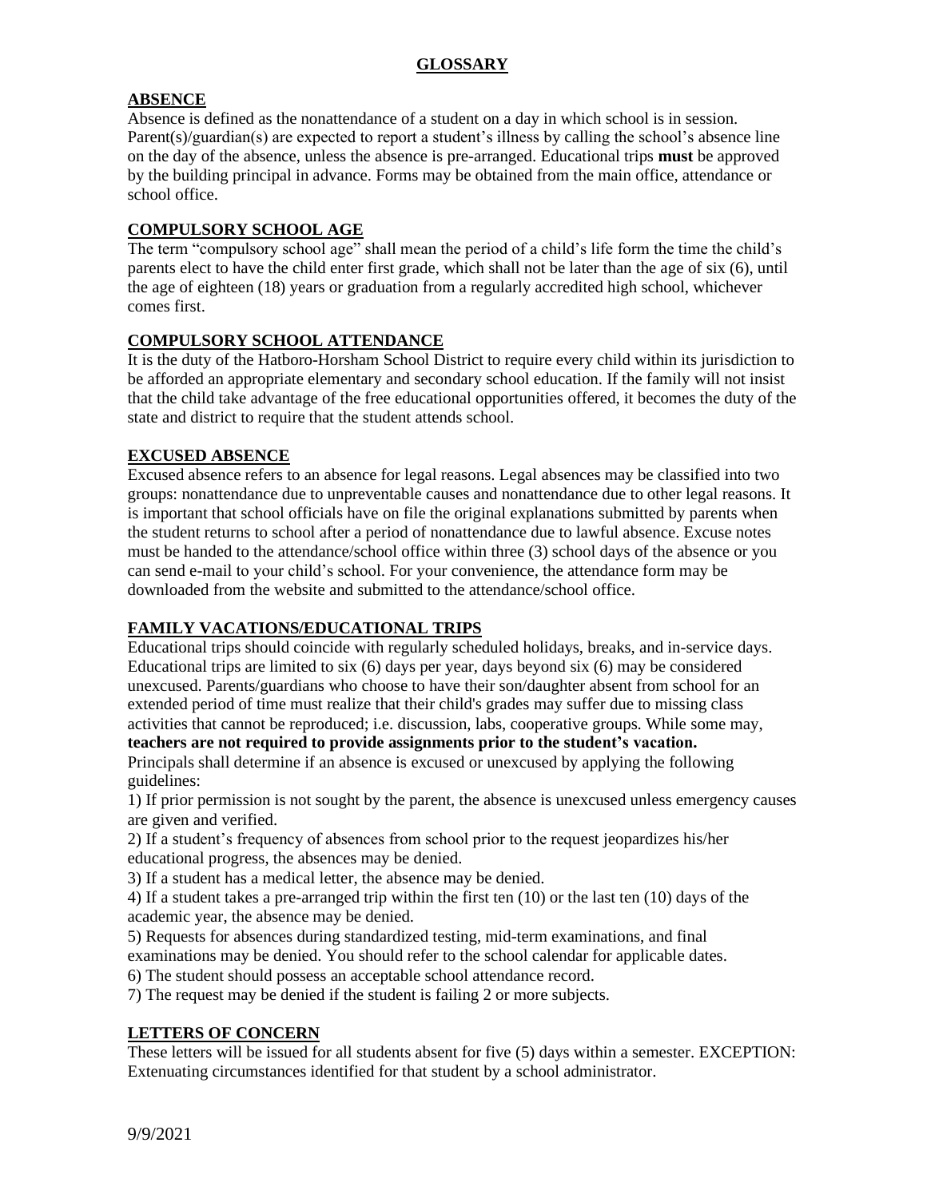# GLOSSARY

## ABSENCE

Absence is defined as the nonattendance of a student on a day in which school is in session. Parent(s)/guardian(s) are expected to report a student's illness by calling the school's absence line on the day of the absence, unless the absence is pre-arranged. Educational trips **must** be approved by the building principal in advance. Forms may be obtained from the main office, attendance or school office.

## COMPULSORY SCHOOL AGE

The term "compulsory school age" shall mean the period of a child's life form the time the child's parents elect to have the child enter first grade, which shall not be later than the age of six (6), until the age of eighteen (18) years or graduation from a regularly accredited high school, whichever comes first.

## COMPULSORY SCHOOL ATTENDANCE

It is the duty of the Hatboro-Horsham School District to require every child within its jurisdiction to be afforded an appropriate elementary and secondary school education. If the family will not insist that the child take advantage of the free educational opportunities offered, it becomes the duty of the state and district to require that the student attends school.

## EXCUSED ABSENCE

Excused absence refers to an absence for legal reasons. Legal absences may be classified into two groups: nonattendance due to unpreventable causes and nonattendance due to other legal reasons. It is important that school officials have on file the original explanations submitted by parents when the student returns to school after a period of nonattendance due to lawful absence. Excuse notes must be handed to the attendance/school office within three (3) school days of the absence or you can send e-mail to your child's school. For your convenience, the attendance form may be downloaded from the website and submitted to the attendance/school office.

## FAMILY VACATIONS/EDUCATIONAL TRIPS

Educational trips should coincide with regularly scheduled holidays, breaks, and in-service days. Educational trips are limited to six (6) days per year, days beyond six (6) may be considered unexcused. Parents/guardians who choose to have their son/daughter absent from school for an extended period of time must realize that their child's grades may suffer due to missing class activities that cannot be reproduced; i.e. discussion, labs, cooperative groups. While some may, **teachers are not required to provide assignments prior to the student's vacation.**

Principals shall determine if an absence is excused or unexcused by applying the following guidelines:

1) If prior permission is not sought by the parent, the absence is unexcused unless emergency causes are given and verified.
2) If a student's frequency of absences from school prior to the request jeopardizes his/her educational progress, the absences may be denied.
3) If a student has a medical letter, the absence may be denied.
4) If a student takes a pre-arranged trip within the first ten (10) or the last ten (10) days of the academic year, the absence may be denied.
5) Requests for absences during standardized testing, mid-term examinations, and final examinations may be denied. You should refer to the school calendar for applicable dates.
6) The student should possess an acceptable school attendance record.
7) The request may be denied if the student is failing 2 or more subjects.

## LETTERS OF CONCERN

These letters will be issued for all students absent for five (5) days within a semester. EXCEPTION: Extenuating circumstances identified for that student by a school administrator.

9/9/2021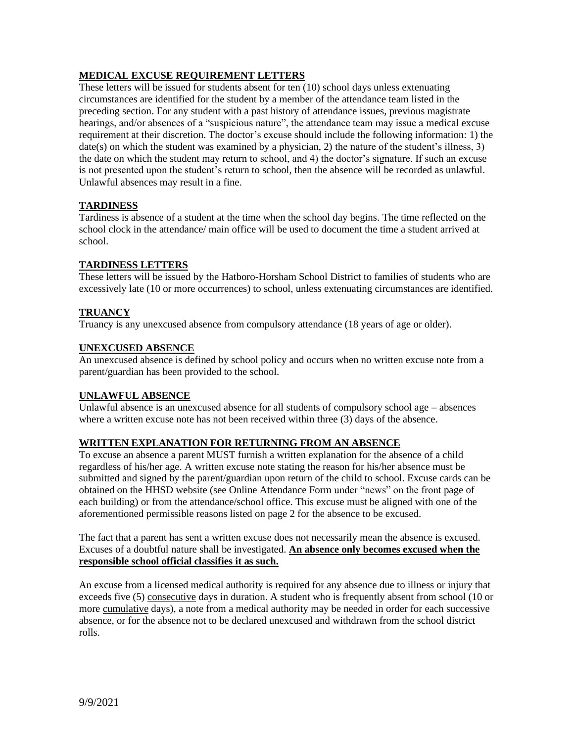## MEDICAL EXCUSE REQUIREMENT LETTERS

These letters will be issued for students absent for ten (10) school days unless extenuating circumstances are identified for the student by a member of the attendance team listed in the preceding section. For any student with a past history of attendance issues, previous magistrate hearings, and/or absences of a "suspicious nature", the attendance team may issue a medical excuse requirement at their discretion. The doctor's excuse should include the following information: 1) the date(s) on which the student was examined by a physician, 2) the nature of the student's illness, 3) the date on which the student may return to school, and 4) the doctor's signature. If such an excuse is not presented upon the student's return to school, then the absence will be recorded as unlawful. Unlawful absences may result in a fine.

## TARDINESS

Tardiness is absence of a student at the time when the school day begins. The time reflected on the school clock in the attendance/ main office will be used to document the time a student arrived at school.

## TARDINESS LETTERS

These letters will be issued by the Hatboro-Horsham School District to families of students who are excessively late (10 or more occurrences) to school, unless extenuating circumstances are identified.

## TRUANCY

Truancy is any unexcused absence from compulsory attendance (18 years of age or older).

## UNEXCUSED ABSENCE

An unexcused absence is defined by school policy and occurs when no written excuse note from a parent/guardian has been provided to the school.

## UNLAWFUL ABSENCE

Unlawful absence is an unexcused absence for all students of compulsory school age – absences where a written excuse note has not been received within three (3) days of the absence.

## WRITTEN EXPLANATION FOR RETURNING FROM AN ABSENCE

To excuse an absence a parent MUST furnish a written explanation for the absence of a child regardless of his/her age. A written excuse note stating the reason for his/her absence must be submitted and signed by the parent/guardian upon return of the child to school. Excuse cards can be obtained on the HHSD website (see Online Attendance Form under "news" on the front page of each building) or from the attendance/school office. This excuse must be aligned with one of the aforementioned permissible reasons listed on page 2 for the absence to be excused.

The fact that a parent has sent a written excuse does not necessarily mean the absence is excused. Excuses of a doubtful nature shall be investigated. **An absence only becomes excused when the responsible school official classifies it as such.**

An excuse from a licensed medical authority is required for any absence due to illness or injury that exceeds five (5) consecutive days in duration. A student who is frequently absent from school (10 or more cumulative days), a note from a medical authority may be needed in order for each successive absence, or for the absence not to be declared unexcused and withdrawn from the school district rolls.

9/9/2021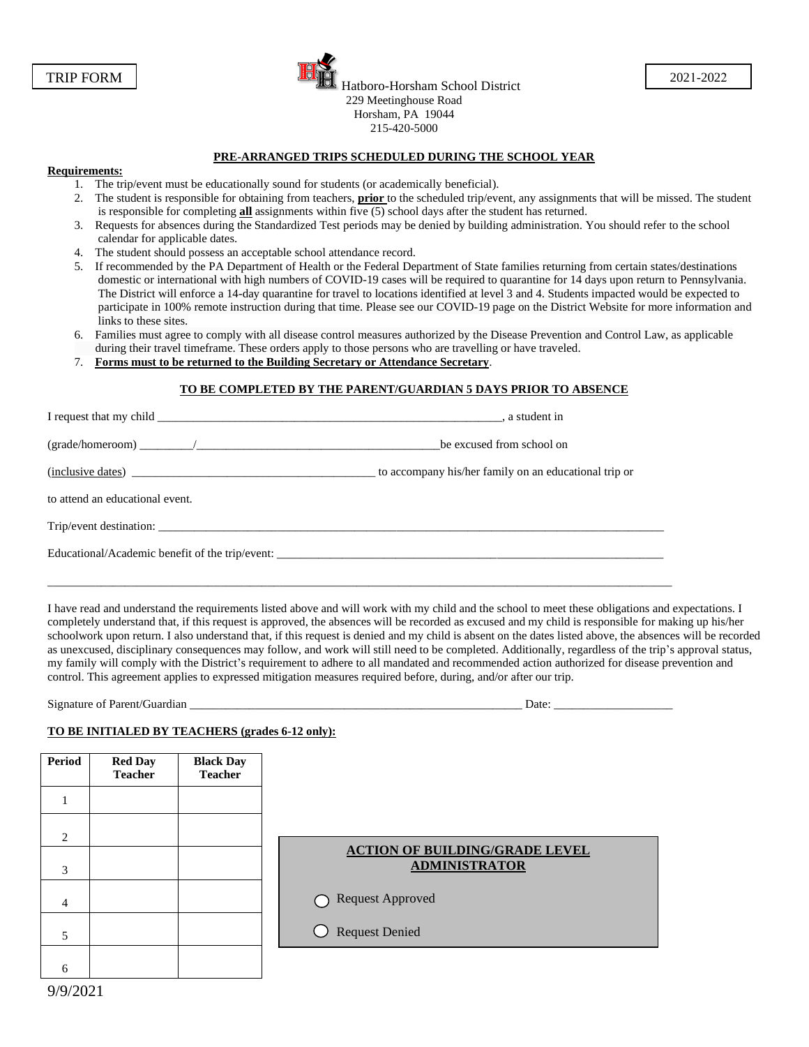TRIP FORM

Hatboro-Horsham School District
229 Meetinghouse Road
Horsham, PA 19044
215-420-5000

2021-2022

## PRE-ARRANGED TRIPS SCHEDULED DURING THE SCHOOL YEAR

**Requirements:**

1. The trip/event must be educationally sound for students (or academically beneficial).
2. The student is responsible for obtaining from teachers, **prior** to the scheduled trip/event, any assignments that will be missed. The student is responsible for completing **all** assignments within five (5) school days after the student has returned.
3. Requests for absences during the Standardized Test periods may be denied by building administration. You should refer to the school calendar for applicable dates.
4. The student should possess an acceptable school attendance record.
5. If recommended by the PA Department of Health or the Federal Department of State families returning from certain states/destinations domestic or international with high numbers of COVID-19 cases will be required to quarantine for 14 days upon return to Pennsylvania. The District will enforce a 14-day quarantine for travel to locations identified at level 3 and 4. Students impacted would be expected to participate in 100% remote instruction during that time. Please see our COVID-19 page on the District Website for more information and links to these sites.
6. Families must agree to comply with all disease control measures authorized by the Disease Prevention and Control Law, as applicable during their travel timeframe. These orders apply to those persons who are travelling or have traveled.
7. **Forms must to be returned to the Building Secretary or Attendance Secretary**.

## TO BE COMPLETED BY THE PARENT/GUARDIAN 5 DAYS PRIOR TO ABSENCE

I request that my child ____________________________________________________________, a student in

(grade/homeroom) _________/_________________________________________be excused from school on

(inclusive dates) _________________________________________ to accompany his/her family on an educational trip or

to attend an educational event.

Trip/event destination: ________________________________________________________________________________________

Educational/Academic benefit of the trip/event: ___________________________________________________________________

______________________________________________________________________________________________________________

I have read and understand the requirements listed above and will work with my child and the school to meet these obligations and expectations. I completely understand that, if this request is approved, the absences will be recorded as excused and my child is responsible for making up his/her schoolwork upon return. I also understand that, if this request is denied and my child is absent on the dates listed above, the absences will be recorded as unexcused, disciplinary consequences may follow, and work will still need to be completed. Additionally, regardless of the trip's approval status, my family will comply with the District's requirement to adhere to all mandated and recommended action authorized for disease prevention and control. This agreement applies to expressed mitigation measures required before, during, and/or after our trip.

Signature of Parent/Guardian __________________________________________________________ Date: ____________________

**TO BE INITIALED BY TEACHERS (grades 6-12 only):**

| Period | Red Day Teacher | Black Day Teacher |
|---|---|---|
| 1 | | |
| 2 | | |
| 3 | | |
| 4 | | |
| 5 | | |
| 6 | | |

**ACTION OF BUILDING/GRADE LEVEL ADMINISTRATOR**

○ Request Approved

○ Request Denied

9/9/2021